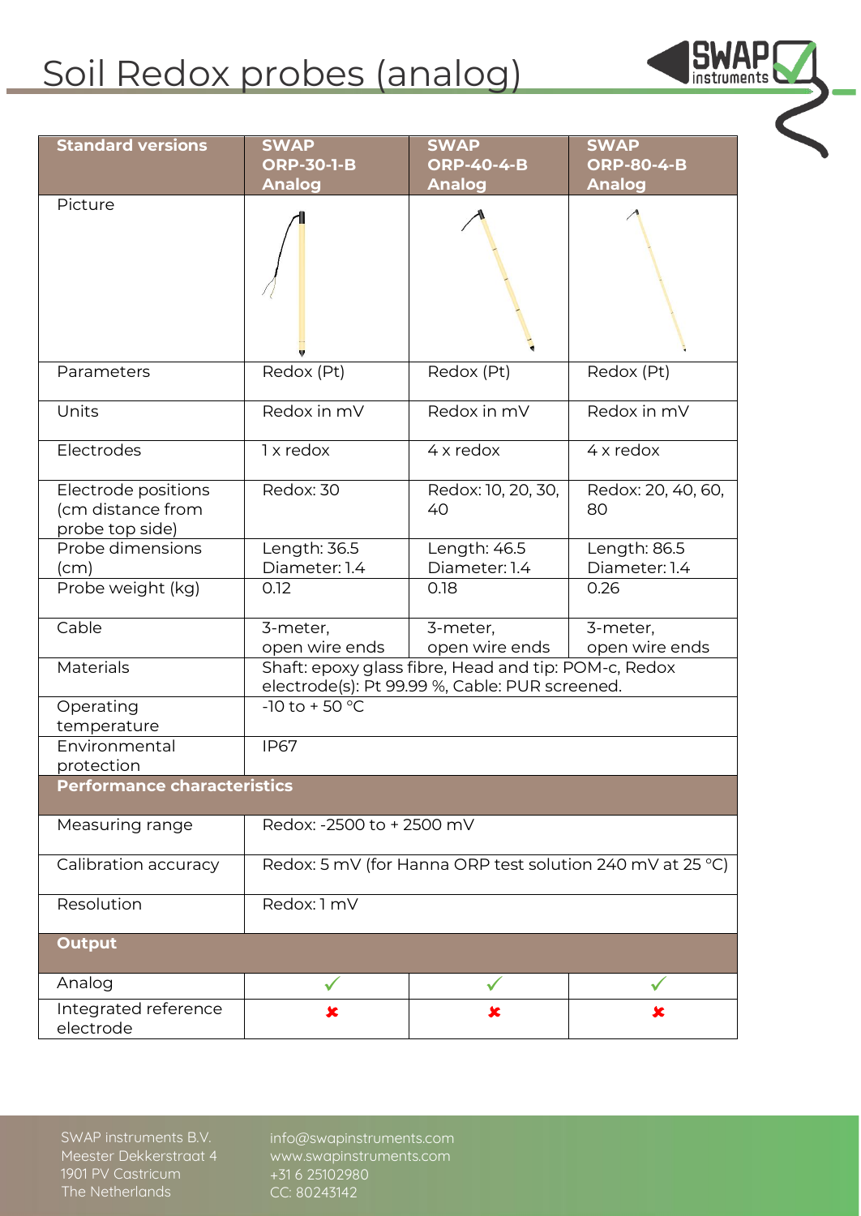# Soil Redox probes (analog)

| Standard versions | SWAP ORP-30-1-B Analog | SWAP ORP-40-4-B Analog | SWAP ORP-80-4-B Analog |
|---|---|---|---|
| Picture | | | |
| Parameters | Redox (Pt) | Redox (Pt) | Redox (Pt) |
| Units | Redox in mV | Redox in mV | Redox in mV |
| Electrodes | 1 x redox | 4 x redox | 4 x redox |
| Electrode positions (cm distance from probe top side) | Redox: 30 | Redox: 10, 20, 30, 40 | Redox: 20, 40, 60, 80 |
| Probe dimensions (cm) | Length: 36.5<br>Diameter: 1.4 | Length: 46.5<br>Diameter: 1.4 | Length: 86.5<br>Diameter: 1.4 |
| Probe weight (kg) | 0.12 | 0.18 | 0.26 |
| Cable | 3-meter, open wire ends | 3-meter, open wire ends | 3-meter, open wire ends |
| Materials | Shaft: epoxy glass fibre, Head and tip: POM-c, Redox electrode(s): Pt 99.99 %, Cable: PUR screened. | | |
| Operating temperature | -10 to + 50 °C | | |
| Environmental protection | IP67 | | |
| **Performance characteristics** | | | |
| Measuring range | Redox: -2500 to + 2500 mV | | |
| Calibration accuracy | Redox: 5 mV (for Hanna ORP test solution 240 mV at 25 °C) | | |
| Resolution | Redox: 1 mV | | |
| **Output** | | | |
| Analog | ✓ | ✓ | ✓ |
| Integrated reference electrode | ✘ | ✘ | ✘ |

SWAP instruments B.V.
Meester Dekkerstraat 4
1901 PV Castricum
The Netherlands

info@swapinstruments.com
www.swapinstruments.com
+31 6 25102980
CC: 80243142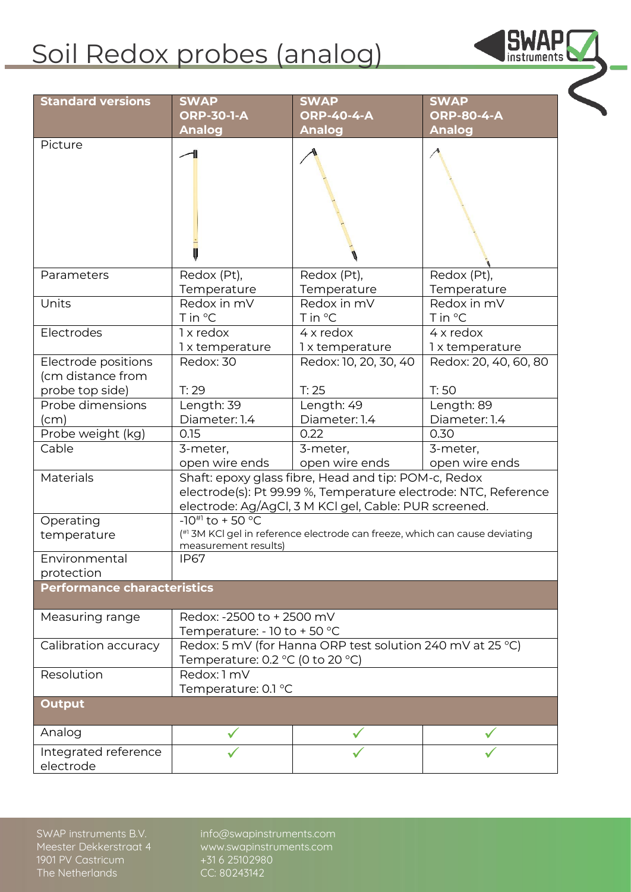# Soil Redox probes (analog)

| Standard versions | SWAP ORP-30-1-A Analog | SWAP ORP-40-4-A Analog | SWAP ORP-80-4-A Analog |
| --- | --- | --- | --- |
| Picture | | | |
| Parameters | Redox (Pt), Temperature | Redox (Pt), Temperature | Redox (Pt), Temperature |
| Units | Redox in mV<br>T in °C | Redox in mV<br>T in °C | Redox in mV<br>T in °C |
| Electrodes | 1 x redox<br>1 x temperature | 4 x redox<br>1 x temperature | 4 x redox<br>1 x temperature |
| Electrode positions (cm distance from probe top side) | Redox: 30<br>T: 29 | Redox: 10, 20, 30, 40<br>T: 25 | Redox: 20, 40, 60, 80<br>T: 50 |
| Probe dimensions (cm) | Length: 39<br>Diameter: 1.4 | Length: 49<br>Diameter: 1.4 | Length: 89<br>Diameter: 1.4 |
| Probe weight (kg) | 0.15 | 0.22 | 0.30 |
| Cable | 3-meter, open wire ends | 3-meter, open wire ends | 3-meter, open wire ends |
| Materials | Shaft: epoxy glass fibre, Head and tip: POM-c, Redox electrode(s): Pt 99.99 %, Temperature electrode: NTC, Reference electrode: Ag/AgCl, 3 M KCl gel, Cable: PUR screened. | | |
| Operating temperature | -10[#1] to + 50 °C<br>([#1] 3M KCl gel in reference electrode can freeze, which can cause deviating measurement results) | | |
| Environmental protection | IP67 | | |
| **Performance characteristics** | | | |
| Measuring range | Redox: -2500 to + 2500 mV<br>Temperature: - 10 to + 50 °C | | |
| Calibration accuracy | Redox: 5 mV (for Hanna ORP test solution 240 mV at 25 °C)<br>Temperature: 0.2 °C (0 to 20 °C) | | |
| Resolution | Redox: 1 mV<br>Temperature: 0.1 °C | | |
| **Output** | | | |
| Analog | ✓ | ✓ | ✓ |
| Integrated reference electrode | ✓ | ✓ | ✓ |

SWAP instruments B.V.
Meester Dekkerstraat 4
1901 PV Castricum
The Netherlands

info@swapinstruments.com
www.swapinstruments.com
+31 6 25102980
CC: 80243142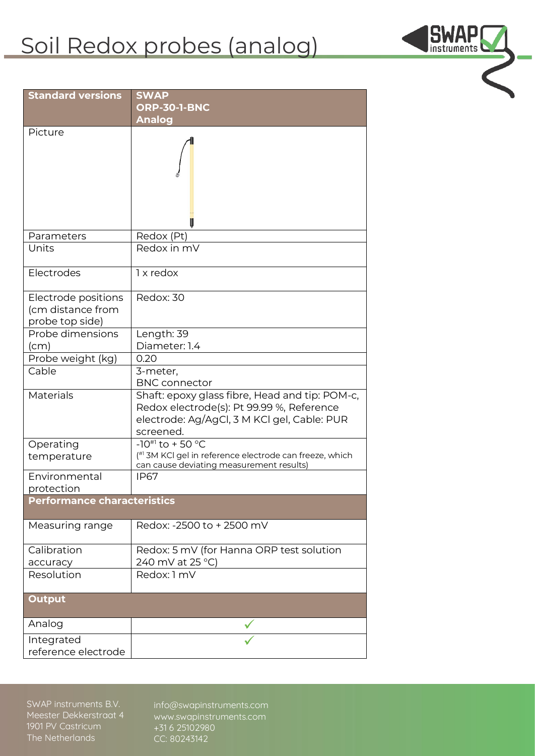# Soil Redox probes (analog)

| Standard versions | SWAP ORP-30-1-BNC Analog |
|---|---|
| Picture | |
| Parameters | Redox (Pt) |
| Units | Redox in mV |
| Electrodes | 1 x redox |
| Electrode positions (cm distance from probe top side) | Redox: 30 |
| Probe dimensions (cm) | Length: 39<br>Diameter: 1.4 |
| Probe weight (kg) | 0.20 |
| Cable | 3-meter,<br>BNC connector |
| Materials | Shaft: epoxy glass fibre, Head and tip: POM-c, Redox electrode(s): Pt 99.99 %, Reference electrode: Ag/AgCl, 3 M KCl gel, Cable: PUR screened. |
| Operating temperature | -10[#1] to + 50 °C<br>([#1] 3M KCl gel in reference electrode can freeze, which can cause deviating measurement results) |
| Environmental protection | IP67 |
| **Performance characteristics** | |
| Measuring range | Redox: -2500 to + 2500 mV |
| Calibration accuracy | Redox: 5 mV (for Hanna ORP test solution 240 mV at 25 °C) |
| Resolution | Redox: 1 mV |
| **Output** | |
| Analog | ✓ |
| Integrated reference electrode | ✓ |

SWAP instruments B.V.
Meester Dekkerstraat 4
1901 PV Castricum
The Netherlands

info@swapinstruments.com
www.swapinstruments.com
+31 6 25102980
CC: 80243142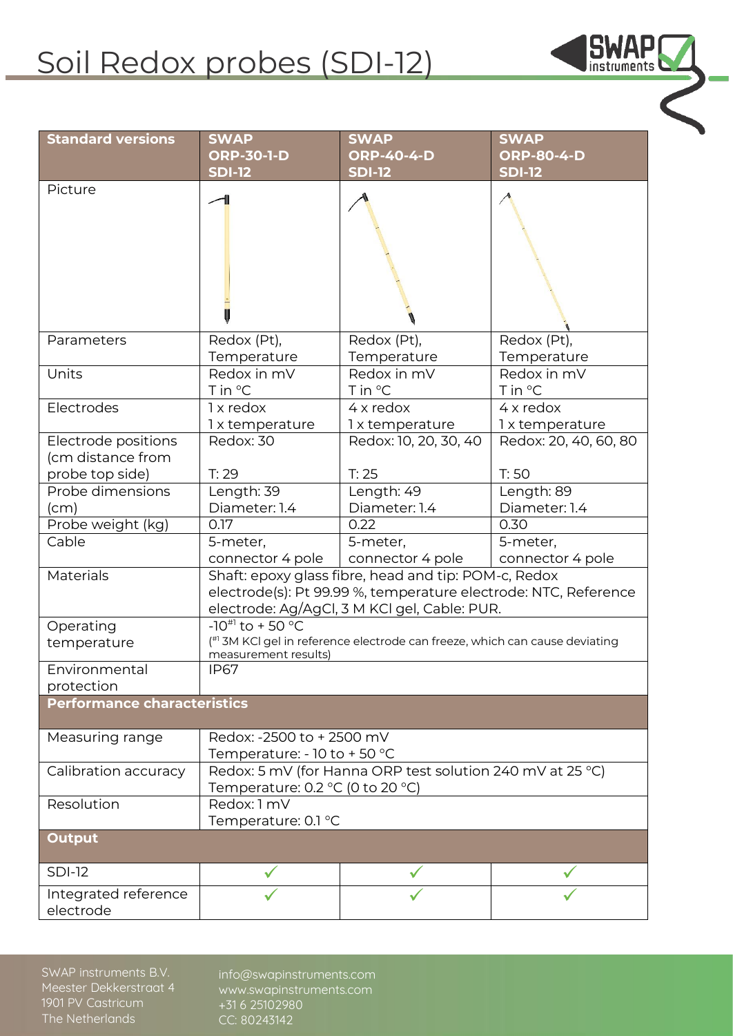# Soil Redox probes (SDI-12)

| Standard versions | SWAP ORP-30-1-D SDI-12 | SWAP ORP-40-4-D SDI-12 | SWAP ORP-80-4-D SDI-12 |
|---|---|---|---|
| Picture | | | |
| Parameters | Redox (Pt), Temperature | Redox (Pt), Temperature | Redox (Pt), Temperature |
| Units | Redox in mV<br>T in °C | Redox in mV<br>T in °C | Redox in mV<br>T in °C |
| Electrodes | 1 x redox<br>1 x temperature | 4 x redox<br>1 x temperature | 4 x redox<br>1 x temperature |
| Electrode positions (cm distance from probe top side) | Redox: 30<br>T: 29 | Redox: 10, 20, 30, 40<br>T: 25 | Redox: 20, 40, 60, 80<br>T: 50 |
| Probe dimensions (cm) | Length: 39<br>Diameter: 1.4 | Length: 49<br>Diameter: 1.4 | Length: 89<br>Diameter: 1.4 |
| Probe weight (kg) | 0.17 | 0.22 | 0.30 |
| Cable | 5-meter, connector 4 pole | 5-meter, connector 4 pole | 5-meter, connector 4 pole |
| Materials | Shaft: epoxy glass fibre, head and tip: POM-c, Redox electrode(s): Pt 99.99 %, temperature electrode: NTC, Reference electrode: Ag/AgCl, 3 M KCl gel, Cable: PUR. | | |
| Operating temperature | -10[#1] to + 50 °C<br>([#1] 3M KCl gel in reference electrode can freeze, which can cause deviating measurement results) | | |
| Environmental protection | IP67 | | |
| **Performance characteristics** | | | |
| Measuring range | Redox: -2500 to + 2500 mV<br>Temperature: - 10 to + 50 °C | | |
| Calibration accuracy | Redox: 5 mV (for Hanna ORP test solution 240 mV at 25 °C)<br>Temperature: 0.2 °C (0 to 20 °C) | | |
| Resolution | Redox: 1 mV<br>Temperature: 0.1 °C | | |
| **Output** | | | |
| SDI-12 | ✓ | ✓ | ✓ |
| Integrated reference electrode | ✓ | ✓ | ✓ |

SWAP instruments B.V.
Meester Dekkerstraat 4
1901 PV Castricum
The Netherlands

info@swapinstruments.com
www.swapinstruments.com
+31 6 25102980
CC: 80243142